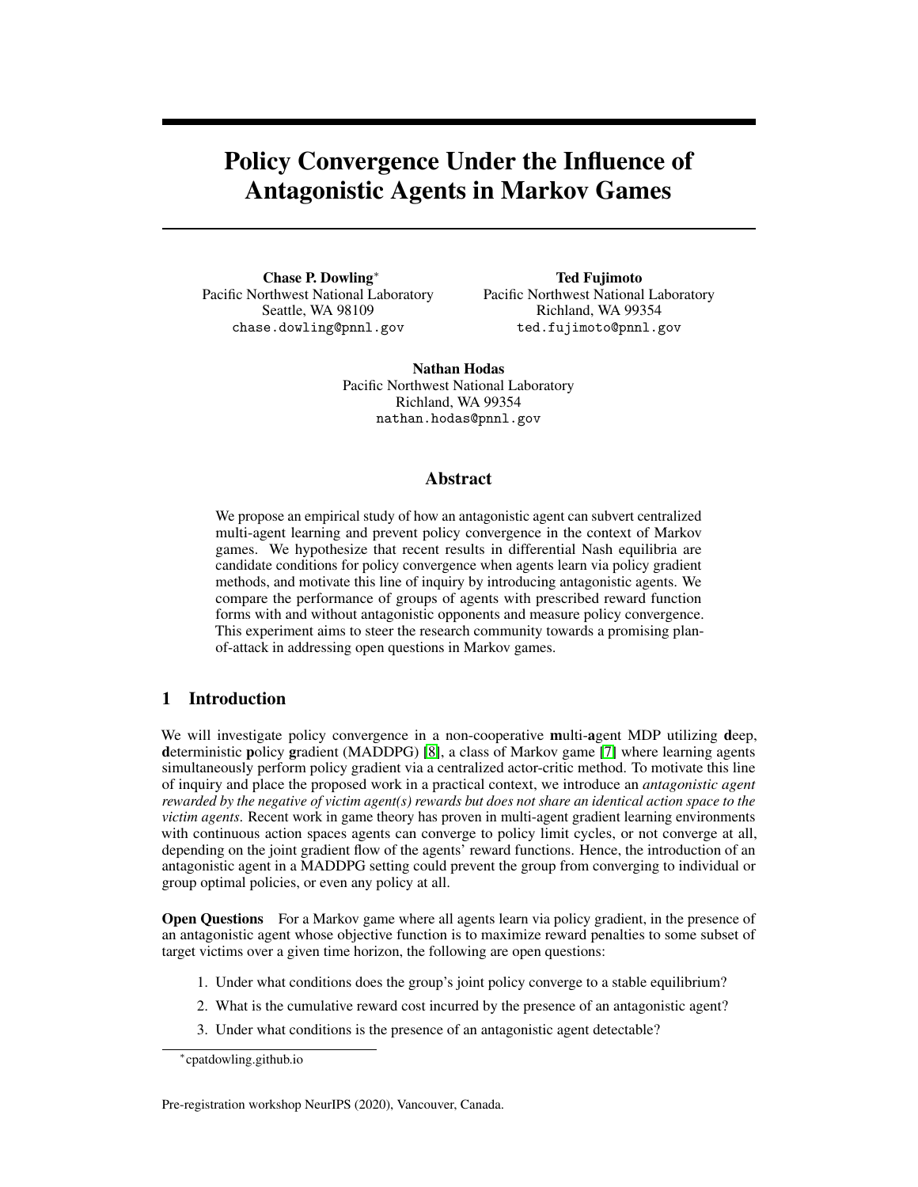# Policy Convergence Under the Influence of Antagonistic Agents in Markov Games

**Chase P. Dowling***
Pacific Northwest National Laboratory
Seattle, WA 98109
chase.dowling@pnnl.gov

**Ted Fujimoto**
Pacific Northwest National Laboratory
Richland, WA 99354
ted.fujimoto@pnnl.gov

**Nathan Hodas**
Pacific Northwest National Laboratory
Richland, WA 99354
nathan.hodas@pnnl.gov

## Abstract

We propose an empirical study of how an antagonistic agent can subvert centralized multi-agent learning and prevent policy convergence in the context of Markov games. We hypothesize that recent results in differential Nash equilibria are candidate conditions for policy convergence when agents learn via policy gradient methods, and motivate this line of inquiry by introducing antagonistic agents. We compare the performance of groups of agents with prescribed reward function forms with and without antagonistic opponents and measure policy convergence. This experiment aims to steer the research community towards a promising plan-of-attack in addressing open questions in Markov games.

## 1 Introduction

We will investigate policy convergence in a non-cooperative **m**ulti-**a**gent MDP utilizing **d**eep, **d**eterministic **p**olicy **g**radient (MADDPG) [8], a class of Markov game [7] where learning agents simultaneously perform policy gradient via a centralized actor-critic method. To motivate this line of inquiry and place the proposed work in a practical context, we introduce an *antagonistic agent rewarded by the negative of victim agent(s) rewards but does not share an identical action space to the victim agents*. Recent work in game theory has proven in multi-agent gradient learning environments with continuous action spaces agents can converge to policy limit cycles, or not converge at all, depending on the joint gradient flow of the agents' reward functions. Hence, the introduction of an antagonistic agent in a MADDPG setting could prevent the group from converging to individual or group optimal policies, or even any policy at all.

**Open Questions** For a Markov game where all agents learn via policy gradient, in the presence of an antagonistic agent whose objective function is to maximize reward penalties to some subset of target victims over a given time horizon, the following are open questions:

1. Under what conditions does the group's joint policy converge to a stable equilibrium?
2. What is the cumulative reward cost incurred by the presence of an antagonistic agent?
3. Under what conditions is the presence of an antagonistic agent detectable?

*cpatdowling.github.io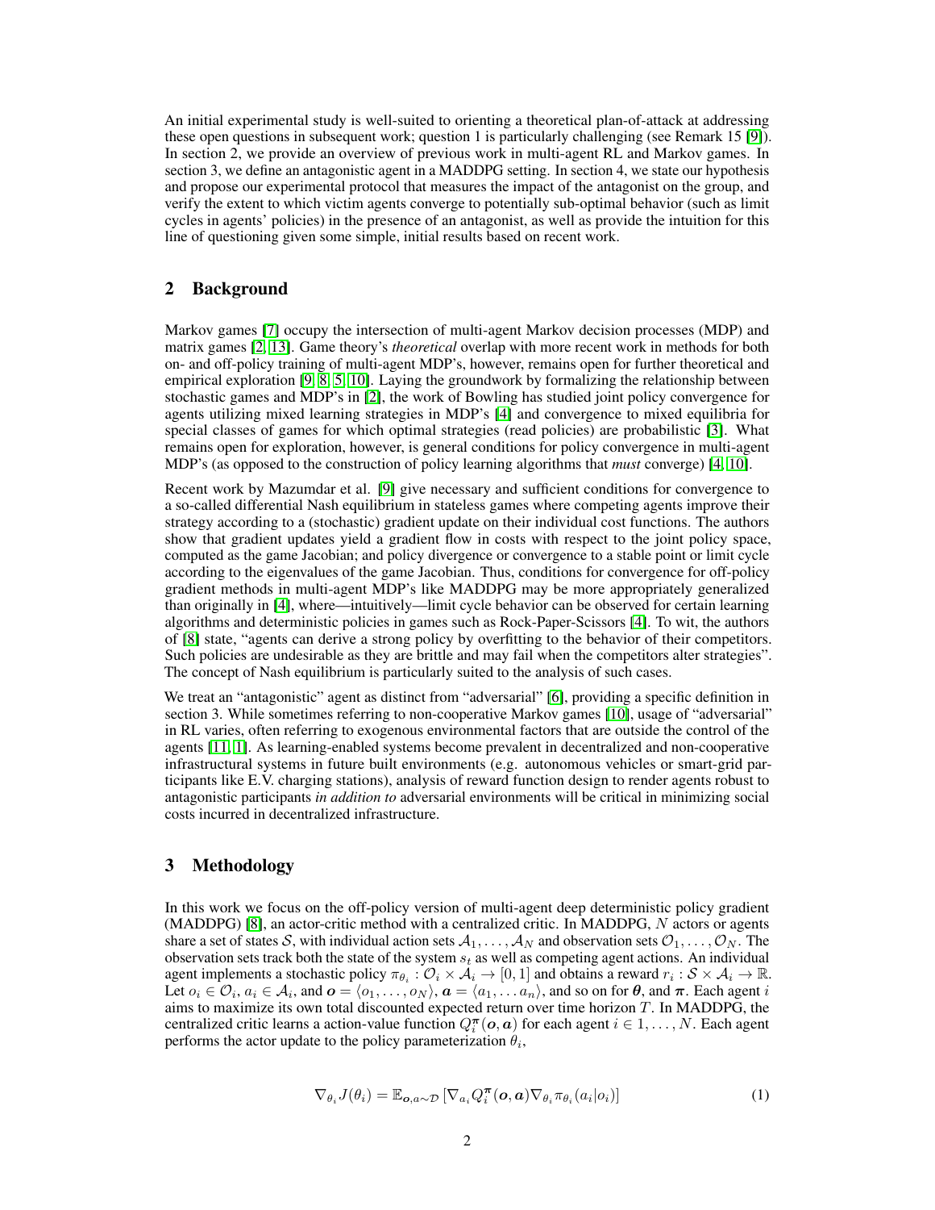An initial experimental study is well-suited to orienting a theoretical plan-of-attack at addressing these open questions in subsequent work; question 1 is particularly challenging (see Remark 15 [9]). In section 2, we provide an overview of previous work in multi-agent RL and Markov games. In section 3, we define an antagonistic agent in a MADDPG setting. In section 4, we state our hypothesis and propose our experimental protocol that measures the impact of the antagonist on the group, and verify the extent to which victim agents converge to potentially sub-optimal behavior (such as limit cycles in agents' policies) in the presence of an antagonist, as well as provide the intuition for this line of questioning given some simple, initial results based on recent work.

## 2 Background

Markov games [7] occupy the intersection of multi-agent Markov decision processes (MDP) and matrix games [2, 13]. Game theory's *theoretical* overlap with more recent work in methods for both on- and off-policy training of multi-agent MDP's, however, remains open for further theoretical and empirical exploration [9, 8, 5, 10]. Laying the groundwork by formalizing the relationship between stochastic games and MDP's in [2], the work of Bowling has studied joint policy convergence for agents utilizing mixed learning strategies in MDP's [4] and convergence to mixed equilibria for special classes of games for which optimal strategies (read policies) are probabilistic [3]. What remains open for exploration, however, is general conditions for policy convergence in multi-agent MDP's (as opposed to the construction of policy learning algorithms that *must* converge) [4, 10].

Recent work by Mazumdar et al. [9] give necessary and sufficient conditions for convergence to a so-called differential Nash equilibrium in stateless games where competing agents improve their strategy according to a (stochastic) gradient update on their individual cost functions. The authors show that gradient updates yield a gradient flow in costs with respect to the joint policy space, computed as the game Jacobian; and policy divergence or convergence to a stable point or limit cycle according to the eigenvalues of the game Jacobian. Thus, conditions for convergence for off-policy gradient methods in multi-agent MDP's like MADDPG may be more appropriately generalized than originally in [4], where—intuitively—limit cycle behavior can be observed for certain learning algorithms and deterministic policies in games such as Rock-Paper-Scissors [4]. To wit, the authors of [8] state, "agents can derive a strong policy by overfitting to the behavior of their competitors. Such policies are undesirable as they are brittle and may fail when the competitors alter strategies". The concept of Nash equilibrium is particularly suited to the analysis of such cases.

We treat an "antagonistic" agent as distinct from "adversarial" [6], providing a specific definition in section 3. While sometimes referring to non-cooperative Markov games [10], usage of "adversarial" in RL varies, often referring to exogenous environmental factors that are outside the control of the agents [11, 1]. As learning-enabled systems become prevalent in decentralized and non-cooperative infrastructural systems in future built environments (e.g. autonomous vehicles or smart-grid participants like E.V. charging stations), analysis of reward function design to render agents robust to antagonistic participants *in addition to* adversarial environments will be critical in minimizing social costs incurred in decentralized infrastructure.

## 3 Methodology

In this work we focus on the off-policy version of multi-agent deep deterministic policy gradient (MADDPG) [8], an actor-critic method with a centralized critic. In MADDPG, $N$ actors or agents share a set of states $\mathcal{S}$, with individual action sets $\mathcal{A}_1, \ldots, \mathcal{A}_N$ and observation sets $\mathcal{O}_1, \ldots, \mathcal{O}_N$. The observation sets track both the state of the system $s_t$ as well as competing agent actions. An individual agent implements a stochastic policy $\pi_{\theta_i} : \mathcal{O}_i \times \mathcal{A}_i \to [0, 1]$ and obtains a reward $r_i : \mathcal{S} \times \mathcal{A}_i \to \mathbb{R}$. Let $o_i \in \mathcal{O}_i$, $a_i \in \mathcal{A}_i$, and $\boldsymbol{o} = \langle o_1, \ldots, o_N \rangle$, $\boldsymbol{a} = \langle a_1, \ldots a_n \rangle$, and so on for $\boldsymbol{\theta}$, and $\boldsymbol{\pi}$. Each agent $i$ aims to maximize its own total discounted expected return over time horizon $T$. In MADDPG, the centralized critic learns a action-value function $Q_i^{\boldsymbol{\pi}}(\boldsymbol{o}, \boldsymbol{a})$ for each agent $i \in 1, \ldots, N$. Each agent performs the actor update to the policy parameterization $\theta_i$,

$$\nabla_{\theta_i} J(\theta_i) = \mathbb{E}_{\boldsymbol{o}, a \sim \mathcal{D}} \left[ \nabla_{a_i} Q_i^{\boldsymbol{\pi}}(\boldsymbol{o}, \boldsymbol{a}) \nabla_{\theta_i} \pi_{\theta_i}(a_i | o_i) \right] \tag{1}$$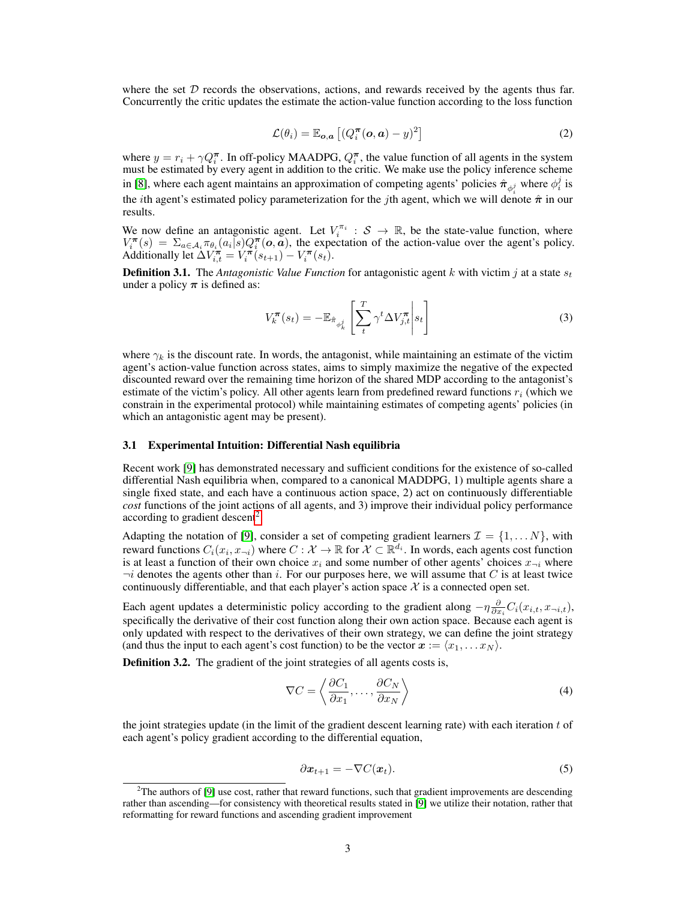where the set $\mathcal{D}$ records the observations, actions, and rewards received by the agents thus far. Concurrently the critic updates the estimate the action-value function according to the loss function

$$\mathcal{L}(\theta_i) = \mathbb{E}_{\boldsymbol{o},\boldsymbol{a}}\left[(Q_i^{\boldsymbol{\pi}}(\boldsymbol{o},\boldsymbol{a}) - y)^2\right] \tag{2}$$

where $y = r_i + \gamma Q_i^{\boldsymbol{\pi}}$. In off-policy MAADPG, $Q_i^{\boldsymbol{\pi}}$, the value function of all agents in the system must be estimated by every agent in addition to the critic. We make use the policy inference scheme in [8], where each agent maintains an approximation of competing agents' policies $\hat{\boldsymbol{\pi}}_{\phi_i^j}$ where $\phi_i^j$ is the $i$th agent's estimated policy parameterization for the $j$th agent, which we will denote $\hat{\boldsymbol{\pi}}$ in our results.

We now define an antagonistic agent. Let $V_i^{\pi_i} : \mathcal{S} \to \mathbb{R}$, be the state-value function, where $V_i^{\boldsymbol{\pi}}(s) = \Sigma_{a \in \mathcal{A}_i} \pi_{\theta_i}(a_i|s) Q_i^{\boldsymbol{\pi}}(\boldsymbol{o},\boldsymbol{a})$, the expectation of the action-value over the agent's policy. Additionally let $\Delta V_{i,t}^{\boldsymbol{\pi}} = V_i^{\boldsymbol{\pi}}(s_{t+1}) - V_i^{\boldsymbol{\pi}}(s_t)$.

**Definition 3.1.** The *Antagonistic Value Function* for antagonistic agent $k$ with victim $j$ at a state $s_t$ under a policy $\boldsymbol{\pi}$ is defined as:

$$V_k^{\boldsymbol{\pi}}(s_t) = -\mathbb{E}_{\hat{\pi}_{\phi_k^j}}\left[\sum_t^T \gamma^t \Delta V_{j,t}^{\boldsymbol{\pi}} \middle| s_t\right] \tag{3}$$

where $\gamma_k$ is the discount rate. In words, the antagonist, while maintaining an estimate of the victim agent's action-value function across states, aims to simply maximize the negative of the expected discounted reward over the remaining time horizon of the shared MDP according to the antagonist's estimate of the victim's policy. All other agents learn from predefined reward functions $r_i$ (which we constrain in the experimental protocol) while maintaining estimates of competing agents' policies (in which an antagonistic agent may be present).

### 3.1 Experimental Intuition: Differential Nash equilibria

Recent work [9] has demonstrated necessary and sufficient conditions for the existence of so-called differential Nash equilibria when, compared to a canonical MADDPG, 1) multiple agents share a single fixed state, and each have a continuous action space, 2) act on continuously differentiable *cost* functions of the joint actions of all agents, and 3) improve their individual policy performance according to gradient descent[2].

Adapting the notation of [9], consider a set of competing gradient learners $\mathcal{I} = \{1, \dots N\}$, with reward functions $C_i(x_i, x_{\neg i})$ where $C : \mathcal{X} \to \mathbb{R}$ for $\mathcal{X} \subset \mathbb{R}^{d_i}$. In words, each agents cost function is at least a function of their own choice $x_i$ and some number of other agents' choices $x_{\neg i}$ where $\neg i$ denotes the agents other than $i$. For our purposes here, we will assume that $C$ is at least twice continuously differentiable, and that each player's action space $\mathcal{X}$ is a connected open set.

Each agent updates a deterministic policy according to the gradient along $-\eta \frac{\partial}{\partial x_i} C_i(x_{i,t}, x_{\neg i,t})$, specifically the derivative of their cost function along their own action space. Because each agent is only updated with respect to the derivatives of their own strategy, we can define the joint strategy (and thus the input to each agent's cost function) to be the vector $\boldsymbol{x} := \langle x_1, \dots x_N \rangle$.

**Definition 3.2.** The gradient of the joint strategies of all agents costs is,

$$\nabla C = \left\langle \frac{\partial C_1}{\partial x_1}, \dots, \frac{\partial C_N}{\partial x_N} \right\rangle \tag{4}$$

the joint strategies update (in the limit of the gradient descent learning rate) with each iteration $t$ of each agent's policy gradient according to the differential equation,

$$\partial \boldsymbol{x}_{t+1} = -\nabla C(\boldsymbol{x}_t). \tag{5}$$

[2] The authors of [9] use cost, rather that reward functions, such that gradient improvements are descending rather than ascending—for consistency with theoretical results stated in [9] we utilize their notation, rather that reformatting for reward functions and ascending gradient improvement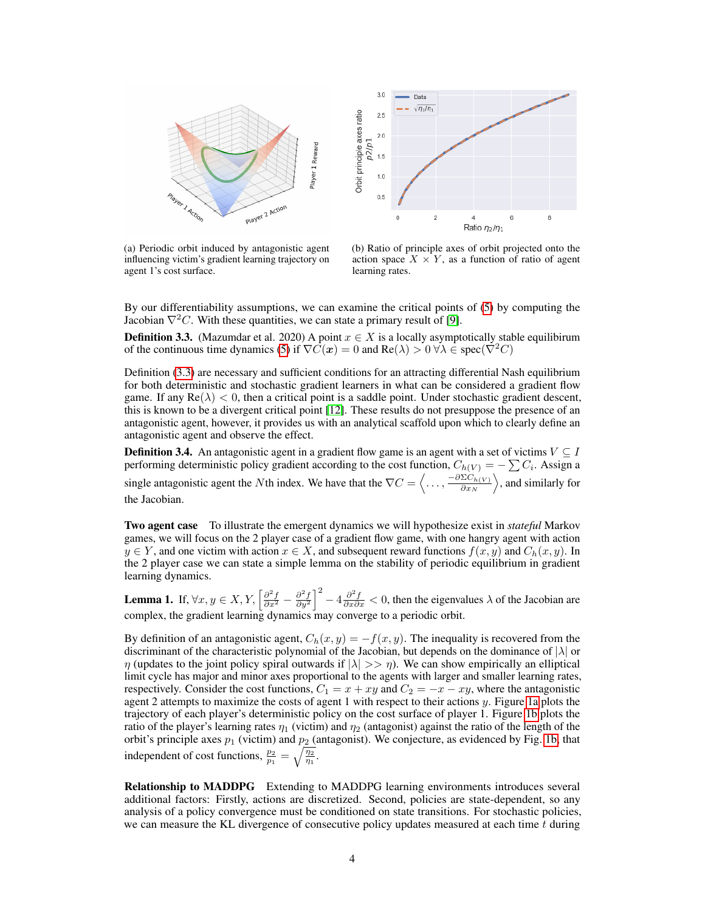(a) Periodic orbit induced by antagonistic agent influencing victim's gradient learning trajectory on agent 1's cost surface.

(b) Ratio of principle axes of orbit projected onto the action space $X \times Y$, as a function of ratio of agent learning rates.

By our differentiability assumptions, we can examine the critical points of (5) by computing the Jacobian $\nabla^2 C$. With these quantities, we can state a primary result of [9].

**Definition 3.3.** (Mazumdar et al. 2020) A point $x \in X$ is a locally asymptotically stable equilibirum of the continuous time dynamics (5) if $\nabla C(\boldsymbol{x}) = 0$ and $\text{Re}(\lambda) > 0 \; \forall \lambda \in \text{spec}(\nabla^2 C)$

Definition (3.3) are necessary and sufficient conditions for an attracting differential Nash equilibrium for both deterministic and stochastic gradient learners in what can be considered a gradient flow game. If any $\text{Re}(\lambda) < 0$, then a critical point is a saddle point. Under stochastic gradient descent, this is known to be a divergent critical point [12]. These results do not presuppose the presence of an antagonistic agent, however, it provides us with an analytical scaffold upon which to clearly define an antagonistic agent and observe the effect.

**Definition 3.4.** An antagonistic agent in a gradient flow game is an agent with a set of victims $V \subseteq I$ performing deterministic policy gradient according to the cost function, $C_{h(V)} = -\sum C_i$. Assign a single antagonistic agent the $N$th index. We have that the $\nabla C = \left\langle \ldots, \frac{-\partial \Sigma C_{h(V)}}{\partial x_N} \right\rangle$, and similarly for the Jacobian.

**Two agent case** To illustrate the emergent dynamics we will hypothesize exist in *stateful* Markov games, we will focus on the 2 player case of a gradient flow game, with one hangry agent with action $y \in Y$, and one victim with action $x \in X$, and subsequent reward functions $f(x, y)$ and $C_h(x, y)$. In the 2 player case we can state a simple lemma on the stability of periodic equilibrium in gradient learning dynamics.

**Lemma 1.** If, $\forall x, y \in X, Y, \left[\frac{\partial^2 f}{\partial x^2} - \frac{\partial^2 f}{\partial y^2}\right]^2 - 4\frac{\partial^2 f}{\partial x \partial x} < 0$, then the eigenvalues $\lambda$ of the Jacobian are complex, the gradient learning dynamics may converge to a periodic orbit.

By definition of an antagonistic agent, $C_h(x, y) = -f(x, y)$. The inequality is recovered from the discriminant of the characteristic polynomial of the Jacobian, but depends on the dominance of $|\lambda|$ or $\eta$ (updates to the joint policy spiral outwards if $|\lambda| >> \eta$). We can show empirically an elliptical limit cycle has major and minor axes proportional to the agents with larger and smaller learning rates, respectively. Consider the cost functions, $C_1 = x + xy$ and $C_2 = -x - xy$, where the antagonistic agent 2 attempts to maximize the costs of agent 1 with respect to their actions $y$. Figure 1a plots the trajectory of each player's deterministic policy on the cost surface of player 1. Figure 1b plots the ratio of the player's learning rates $\eta_1$ (victim) and $\eta_2$ (antagonist) against the ratio of the length of the orbit's principle axes $p_1$ (victim) and $p_2$ (antagonist). We conjecture, as evidenced by Fig. 1b, that independent of cost functions, $\frac{p_2}{p_1} = \sqrt{\frac{\eta_2}{\eta_1}}$.

**Relationship to MADDPG** Extending to MADDPG learning environments introduces several additional factors: Firstly, actions are discretized. Second, policies are state-dependent, so any analysis of a policy convergence must be conditioned on state transitions. For stochastic policies, we can measure the KL divergence of consecutive policy updates measured at each time $t$ during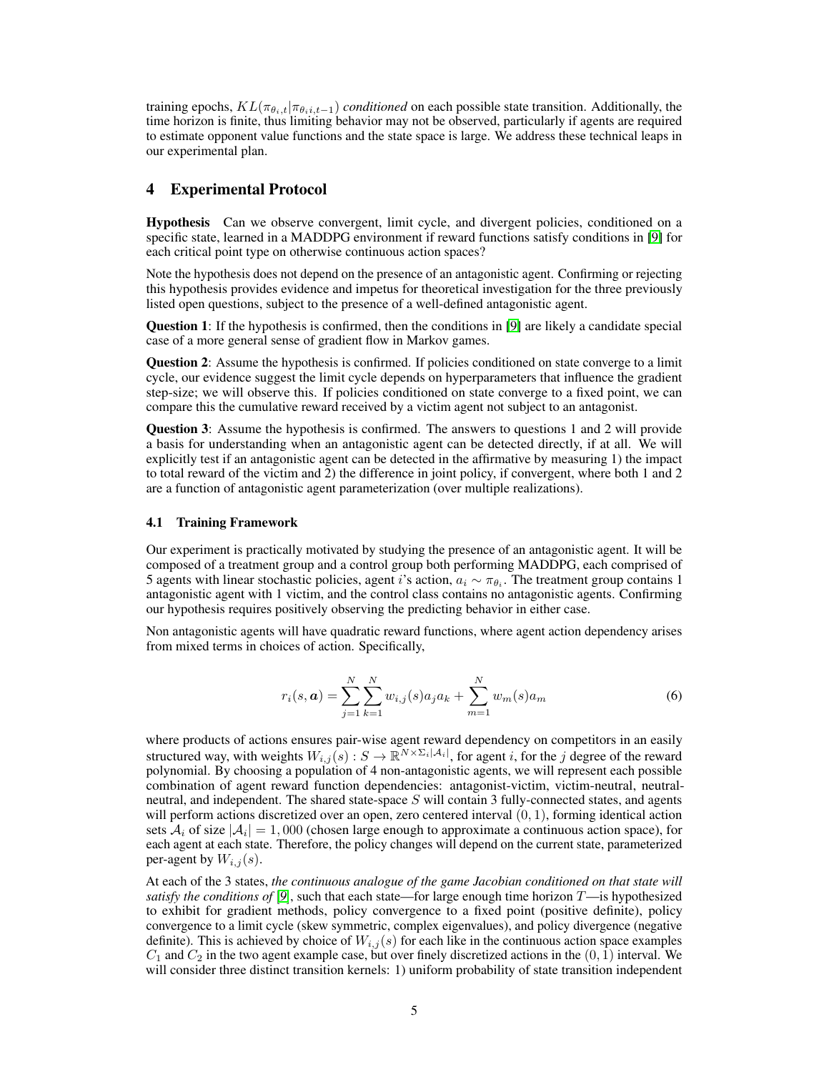training epochs, $KL(\pi_{\theta_i,t}|\pi_{\theta_i i,t-1})$ *conditioned* on each possible state transition. Additionally, the time horizon is finite, thus limiting behavior may not be observed, particularly if agents are required to estimate opponent value functions and the state space is large. We address these technical leaps in our experimental plan.

## 4 Experimental Protocol

**Hypothesis** Can we observe convergent, limit cycle, and divergent policies, conditioned on a specific state, learned in a MADDPG environment if reward functions satisfy conditions in [9] for each critical point type on otherwise continuous action spaces?

Note the hypothesis does not depend on the presence of an antagonistic agent. Confirming or rejecting this hypothesis provides evidence and impetus for theoretical investigation for the three previously listed open questions, subject to the presence of a well-defined antagonistic agent.

**Question 1**: If the hypothesis is confirmed, then the conditions in [9] are likely a candidate special case of a more general sense of gradient flow in Markov games.

**Question 2**: Assume the hypothesis is confirmed. If policies conditioned on state converge to a limit cycle, our evidence suggest the limit cycle depends on hyperparameters that influence the gradient step-size; we will observe this. If policies conditioned on state converge to a fixed point, we can compare this the cumulative reward received by a victim agent not subject to an antagonist.

**Question 3**: Assume the hypothesis is confirmed. The answers to questions 1 and 2 will provide a basis for understanding when an antagonistic agent can be detected directly, if at all. We will explicitly test if an antagonistic agent can be detected in the affirmative by measuring 1) the impact to total reward of the victim and 2) the difference in joint policy, if convergent, where both 1 and 2 are a function of antagonistic agent parameterization (over multiple realizations).

### 4.1 Training Framework

Our experiment is practically motivated by studying the presence of an antagonistic agent. It will be composed of a treatment group and a control group both performing MADDPG, each comprised of 5 agents with linear stochastic policies, agent $i$'s action, $a_i \sim \pi_{\theta_i}$. The treatment group contains 1 antagonistic agent with 1 victim, and the control class contains no antagonistic agents. Confirming our hypothesis requires positively observing the predicting behavior in either case.

Non antagonistic agents will have quadratic reward functions, where agent action dependency arises from mixed terms in choices of action. Specifically,

$$r_i(s, \boldsymbol{a}) = \sum_{j=1}^{N} \sum_{k=1}^{N} w_{i,j}(s) a_j a_k + \sum_{m=1}^{N} w_m(s) a_m \tag{6}$$

where products of actions ensures pair-wise agent reward dependency on competitors in an easily structured way, with weights $W_{i,j}(s) : S \to \mathbb{R}^{N \times \Sigma_i |\mathcal{A}_i|}$, for agent $i$, for the $j$ degree of the reward polynomial. By choosing a population of 4 non-antagonistic agents, we will represent each possible combination of agent reward function dependencies: antagonist-victim, victim-neutral, neutral-neutral, and independent. The shared state-space $S$ will contain 3 fully-connected states, and agents will perform actions discretized over an open, zero centered interval $(0, 1)$, forming identical action sets $\mathcal{A}_i$ of size $|\mathcal{A}_i| = 1,000$ (chosen large enough to approximate a continuous action space), for each agent at each state. Therefore, the policy changes will depend on the current state, parameterized per-agent by $W_{i,j}(s)$.

At each of the 3 states, *the continuous analogue of the game Jacobian conditioned on that state will satisfy the conditions of* [9], such that each state—for large enough time horizon $T$—is hypothesized to exhibit for gradient methods, policy convergence to a fixed point (positive definite), policy convergence to a limit cycle (skew symmetric, complex eigenvalues), and policy divergence (negative definite). This is achieved by choice of $W_{i,j}(s)$ for each like in the continuous action space examples $C_1$ and $C_2$ in the two agent example case, but over finely discretized actions in the $(0, 1)$ interval. We will consider three distinct transition kernels: 1) uniform probability of state transition independent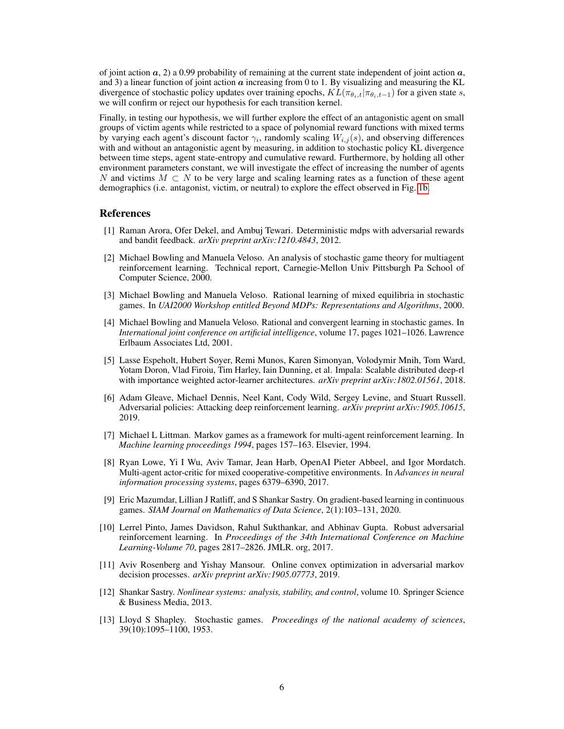of joint action $\boldsymbol{a}$, 2) a 0.99 probability of remaining at the current state independent of joint action $\boldsymbol{a}$, and 3) a linear function of joint action $\boldsymbol{a}$ increasing from 0 to 1. By visualizing and measuring the KL divergence of stochastic policy updates over training epochs, $KL(\pi_{\theta_i,t}|\pi_{\theta_i,t-1})$ for a given state $s$, we will confirm or reject our hypothesis for each transition kernel.

Finally, in testing our hypothesis, we will further explore the effect of an antagonistic agent on small groups of victim agents while restricted to a space of polynomial reward functions with mixed terms by varying each agent's discount factor $\gamma_i$, randomly scaling $W_{i,j}(s)$, and observing differences with and without an antagonistic agent by measuring, in addition to stochastic policy KL divergence between time steps, agent state-entropy and cumulative reward. Furthermore, by holding all other environment parameters constant, we will investigate the effect of increasing the number of agents $N$ and victims $M \subset N$ to be very large and scaling learning rates as a function of these agent demographics (i.e. antagonist, victim, or neutral) to explore the effect observed in Fig. 1b.

## References

[1] Raman Arora, Ofer Dekel, and Ambuj Tewari. Deterministic mdps with adversarial rewards and bandit feedback. *arXiv preprint arXiv:1210.4843*, 2012.

[2] Michael Bowling and Manuela Veloso. An analysis of stochastic game theory for multiagent reinforcement learning. Technical report, Carnegie-Mellon Univ Pittsburgh Pa School of Computer Science, 2000.

[3] Michael Bowling and Manuela Veloso. Rational learning of mixed equilibria in stochastic games. In *UAI2000 Workshop entitled Beyond MDPs: Representations and Algorithms*, 2000.

[4] Michael Bowling and Manuela Veloso. Rational and convergent learning in stochastic games. In *International joint conference on artificial intelligence*, volume 17, pages 1021–1026. Lawrence Erlbaum Associates Ltd, 2001.

[5] Lasse Espeholt, Hubert Soyer, Remi Munos, Karen Simonyan, Volodymir Mnih, Tom Ward, Yotam Doron, Vlad Firoiu, Tim Harley, Iain Dunning, et al. Impala: Scalable distributed deep-rl with importance weighted actor-learner architectures. *arXiv preprint arXiv:1802.01561*, 2018.

[6] Adam Gleave, Michael Dennis, Neel Kant, Cody Wild, Sergey Levine, and Stuart Russell. Adversarial policies: Attacking deep reinforcement learning. *arXiv preprint arXiv:1905.10615*, 2019.

[7] Michael L Littman. Markov games as a framework for multi-agent reinforcement learning. In *Machine learning proceedings 1994*, pages 157–163. Elsevier, 1994.

[8] Ryan Lowe, Yi I Wu, Aviv Tamar, Jean Harb, OpenAI Pieter Abbeel, and Igor Mordatch. Multi-agent actor-critic for mixed cooperative-competitive environments. In *Advances in neural information processing systems*, pages 6379–6390, 2017.

[9] Eric Mazumdar, Lillian J Ratliff, and S Shankar Sastry. On gradient-based learning in continuous games. *SIAM Journal on Mathematics of Data Science*, 2(1):103–131, 2020.

[10] Lerrel Pinto, James Davidson, Rahul Sukthankar, and Abhinav Gupta. Robust adversarial reinforcement learning. In *Proceedings of the 34th International Conference on Machine Learning-Volume 70*, pages 2817–2826. JMLR. org, 2017.

[11] Aviv Rosenberg and Yishay Mansour. Online convex optimization in adversarial markov decision processes. *arXiv preprint arXiv:1905.07773*, 2019.

[12] Shankar Sastry. *Nonlinear systems: analysis, stability, and control*, volume 10. Springer Science & Business Media, 2013.

[13] Lloyd S Shapley. Stochastic games. *Proceedings of the national academy of sciences*, 39(10):1095–1100, 1953.